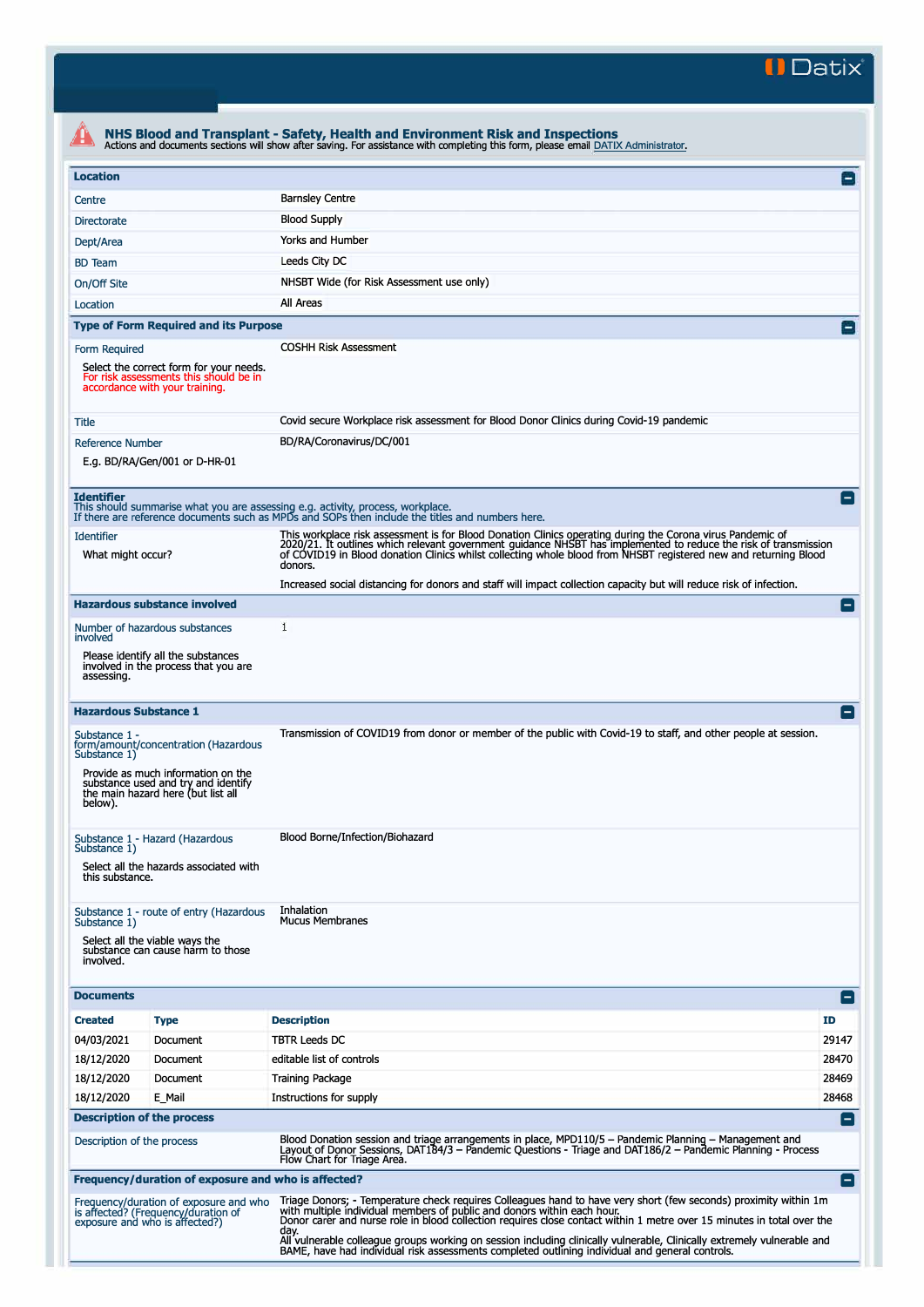Datix

## NHS Blood and Transplant - Safety, Health and Environment Risk and Inspections

Actions and documents sections will show after saving. For assistance with completing this form, please email DATIX Administrator.

### Location

| | |
|---|---|
| Centre | Barnsley Centre |
| Directorate | Blood Supply |
| Dept/Area | Yorks and Humber |
| BD Team | Leeds City DC |
| On/Off Site | NHSBT Wide (for Risk Assessment use only) |
| Location | All Areas |

### Type of Form Required and its Purpose

| | |
|---|---|
| Form Required<br><br>Select the correct form for your needs. For risk assessments this should be in accordance with your training. | COSHH Risk Assessment |
| Title | Covid secure Workplace risk assessment for Blood Donor Clinics during Covid-19 pandemic |
| Reference Number<br><br>E.g. BD/RA/Gen/001 or D-HR-01 | BD/RA/Coronavirus/DC/001 |

### Identifier

This should summarise what you are assessing e.g. activity, process, workplace.
If there are reference documents such as MPDs and SOPs then include the titles and numbers here.

| | |
|---|---|
| Identifier<br><br>What might occur? | This workplace risk assessment is for Blood Donation Clinics operating during the Corona virus Pandemic of 2020/21. It outlines which relevant government guidance NHSBT has implemented to reduce the risk of transmission of COVID19 in Blood donation Clinics whilst collecting whole blood from NHSBT registered new and returning Blood donors.<br><br>Increased social distancing for donors and staff will impact collection capacity but will reduce risk of infection. |

### Hazardous substance involved

| | |
|---|---|
| Number of hazardous substances involved<br><br>Please identify all the substances involved in the process that you are assessing. | 1 |

### Hazardous Substance 1

| | |
|---|---|
| Substance 1 - form/amount/concentration (Hazardous Substance 1)<br><br>Provide as much information on the substance used and try and identify the main hazard here (but list all below). | Transmission of COVID19 from donor or member of the public with Covid-19 to staff, and other people at session. |
| Substance 1 - Hazard (Hazardous Substance 1)<br><br>Select all the hazards associated with this substance. | Blood Borne/Infection/Biohazard |
| Substance 1 - route of entry (Hazardous Substance 1)<br><br>Select all the viable ways the substance can cause harm to those involved. | Inhalation<br>Mucus Membranes |

### Documents

| Created | Type | Description | ID |
|---|---|---|---|
| 04/03/2021 | Document | TBTR Leeds DC | 29147 |
| 18/12/2020 | Document | editable list of controls | 28470 |
| 18/12/2020 | Document | Training Package | 28469 |
| 18/12/2020 | E_Mail | Instructions for supply | 28468 |

### Description of the process

| | |
|---|---|
| Description of the process | Blood Donation session and triage arrangements in place, MPD110/5 – Pandemic Planning – Management and Layout of Donor Sessions, DAT184/3 – Pandemic Questions - Triage and DAT186/2 – Pandemic Planning - Process Flow Chart for Triage Area. |

### Frequency/duration of exposure and who is affected?

| | |
|---|---|
| Frequency/duration of exposure and who is affected? (Frequency/duration of exposure and who is affected?) | Triage Donors; - Temperature check requires Colleagues hand to have very short (few seconds) proximity within 1m with multiple individual members of public and donors within each hour.<br>Donor carer and nurse role in blood collection requires close contact within 1 metre over 15 minutes in total over the day.<br>All vulnerable colleague groups working on session including clinically vulnerable, Clinically extremely vulnerable and BAME, have had individual risk assessments completed outlining individual and general controls. |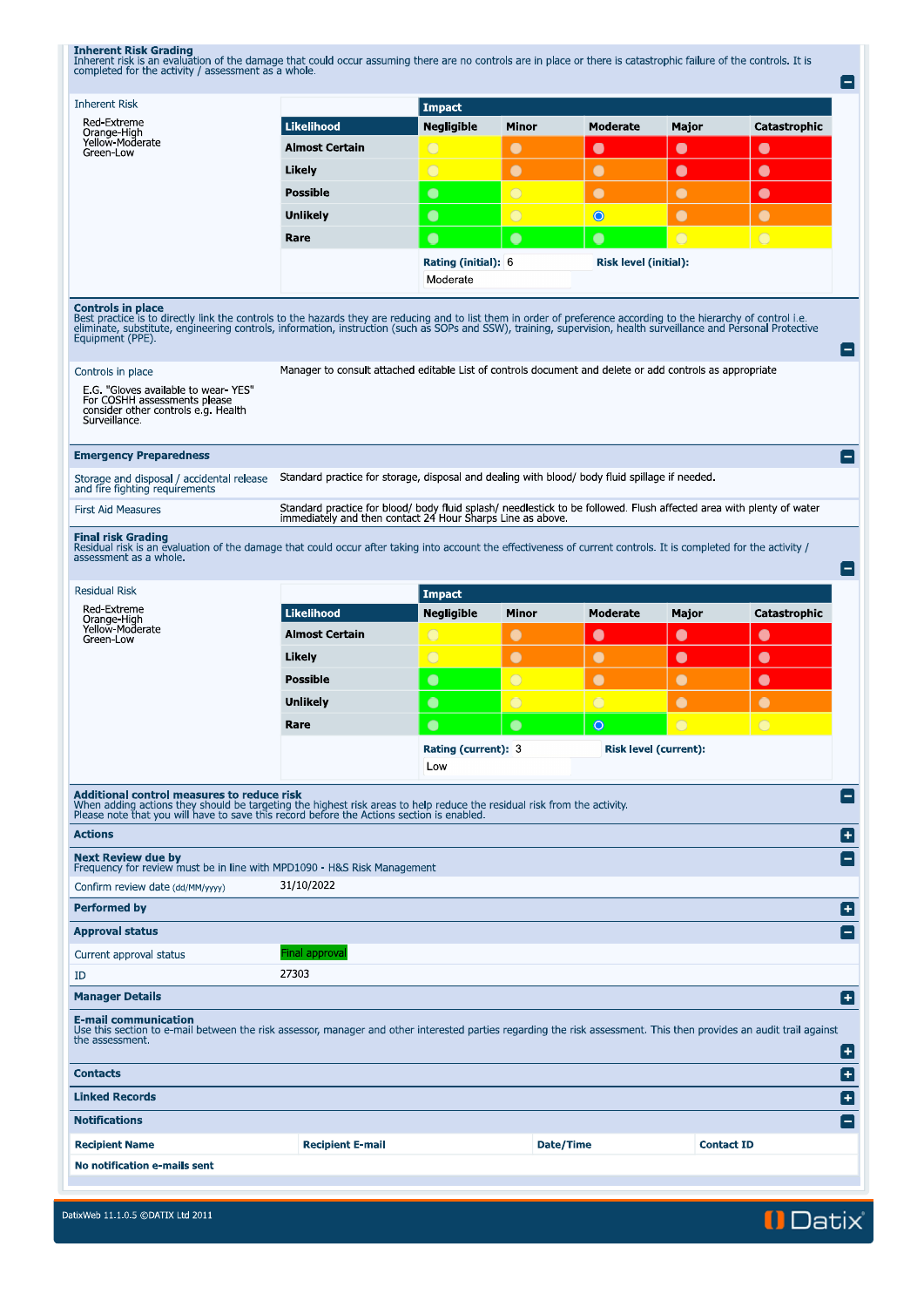### Inherent Risk Grading

Inherent risk is an evaluation of the damage that could occur assuming there are no controls are in place or there is catastrophic failure of the controls. It is completed for the activity / assessment as a whole.

Inherent Risk

Red-Extreme
Orange-High
Yellow-Moderate
Green-Low

| | Impact | | | | |
|---|---|---|---|---|---|
| **Likelihood** | **Negligible** | **Minor** | **Moderate** | **Major** | **Catastrophic** |
| **Almost Certain** | | | | | |
| **Likely** | | | | | |
| **Possible** | | | | | |
| **Unlikely** | | | ● | | |
| **Rare** | | | | | |

**Rating (initial):** 6 **Risk level (initial):** Moderate

### Controls in place

Best practice is to directly link the controls to the hazards they are reducing and to list them in order of preference according to the hierarchy of control i.e. eliminate, substitute, engineering controls, information, instruction (such as SOPs and SSW), training, supervision, health surveillance and Personal Protective Equipment (PPE).

| | |
|---|---|
| Controls in place<br><br>E.G. "Gloves available to wear- YES" For COSHH assessments please consider other controls e.g. Health Surveillance. | Manager to consult attached editable List of controls document and delete or add controls as appropriate |

### Emergency Preparedness

| | |
|---|---|
| Storage and disposal / accidental release and fire fighting requirements | Standard practice for storage, disposal and dealing with blood/ body fluid spillage if needed. |
| First Aid Measures | Standard practice for blood/ body fluid splash/ needlestick to be followed. Flush affected area with plenty of water immediately and then contact 24 Hour Sharps Line as above. |

### Final risk Grading

Residual risk is an evaluation of the damage that could occur after taking into account the effectiveness of current controls. It is completed for the activity / assessment as a whole.

Residual Risk

Red-Extreme
Orange-High
Yellow-Moderate
Green-Low

| | Impact | | | | |
|---|---|---|---|---|---|
| **Likelihood** | **Negligible** | **Minor** | **Moderate** | **Major** | **Catastrophic** |
| **Almost Certain** | | | | | |
| **Likely** | | | | | |
| **Possible** | | | | | |
| **Unlikely** | | | | | |
| **Rare** | | | ● | | |

**Rating (current):** 3 **Risk level (current):** Low

### Additional control measures to reduce risk

When adding actions they should be targeting the highest risk areas to help reduce the residual risk from the activity.
Please note that you will have to save this record before the Actions section is enabled.

### Actions

### Next Review due by

Frequency for review must be in line with MPD1090 - H&S Risk Management

| | |
|---|---|
| Confirm review date (dd/MM/yyyy) | 31/10/2022 |

### Performed by

### Approval status

| | |
|---|---|
| Current approval status | Final approval |
| ID | 27303 |

### Manager Details

### E-mail communication

Use this section to e-mail between the risk assessor, manager and other interested parties regarding the risk assessment. This then provides an audit trail against the assessment.

### Contacts

### Linked Records

### Notifications

| Recipient Name | Recipient E-mail | Date/Time | Contact ID |
|---|---|---|---|
| **No notification e-mails sent** | | | |

DatixWeb 11.1.0.5 ©DATIX Ltd 2011